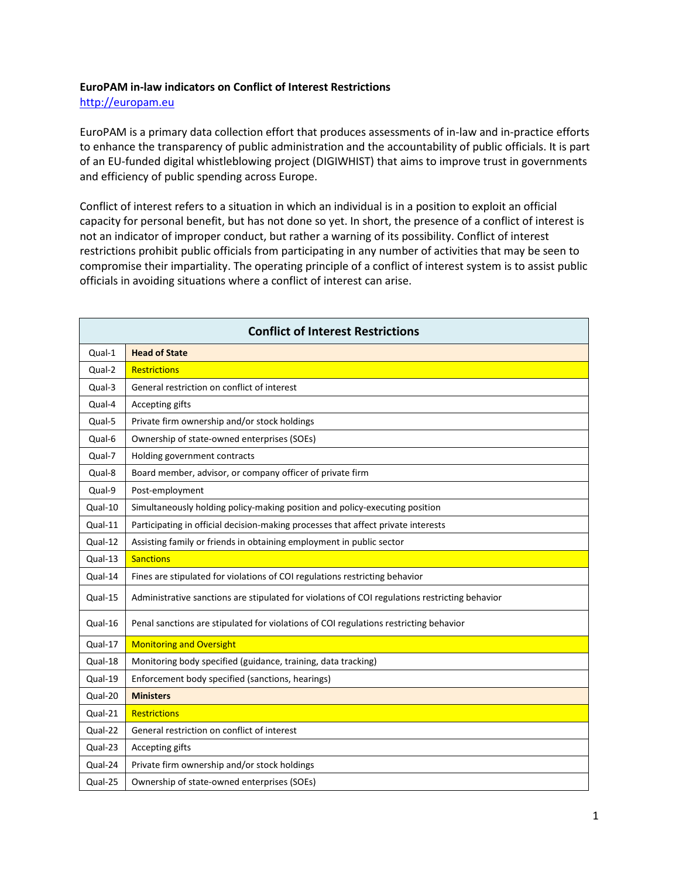**EuroPAM in-law indicators on Conflict of Interest Restrictions**

http://europam.eu

EuroPAM is a primary data collection effort that produces assessments of in-law and in-practice efforts to enhance the transparency of public administration and the accountability of public officials. It is part of an EU-funded digital whistleblowing project (DIGIWHIST) that aims to improve trust in governments and efficiency of public spending across Europe.

Conflict of interest refers to a situation in which an individual is in a position to exploit an official capacity for personal benefit, but has not done so yet. In short, the presence of a conflict of interest is not an indicator of improper conduct, but rather a warning of its possibility. Conflict of interest restrictions prohibit public officials from participating in any number of activities that may be seen to compromise their impartiality. The operating principle of a conflict of interest system is to assist public officials in avoiding situations where a conflict of interest can arise.

| Conflict of Interest Restrictions | |
|---|---|
| Qual-1 | **Head of State** |
| Qual-2 | Restrictions |
| Qual-3 | General restriction on conflict of interest |
| Qual-4 | Accepting gifts |
| Qual-5 | Private firm ownership and/or stock holdings |
| Qual-6 | Ownership of state-owned enterprises (SOEs) |
| Qual-7 | Holding government contracts |
| Qual-8 | Board member, advisor, or company officer of private firm |
| Qual-9 | Post-employment |
| Qual-10 | Simultaneously holding policy-making position and policy-executing position |
| Qual-11 | Participating in official decision-making processes that affect private interests |
| Qual-12 | Assisting family or friends in obtaining employment in public sector |
| Qual-13 | Sanctions |
| Qual-14 | Fines are stipulated for violations of COI regulations restricting behavior |
| Qual-15 | Administrative sanctions are stipulated for violations of COI regulations restricting behavior |
| Qual-16 | Penal sanctions are stipulated for violations of COI regulations restricting behavior |
| Qual-17 | Monitoring and Oversight |
| Qual-18 | Monitoring body specified (guidance, training, data tracking) |
| Qual-19 | Enforcement body specified (sanctions, hearings) |
| Qual-20 | **Ministers** |
| Qual-21 | Restrictions |
| Qual-22 | General restriction on conflict of interest |
| Qual-23 | Accepting gifts |
| Qual-24 | Private firm ownership and/or stock holdings |
| Qual-25 | Ownership of state-owned enterprises (SOEs) |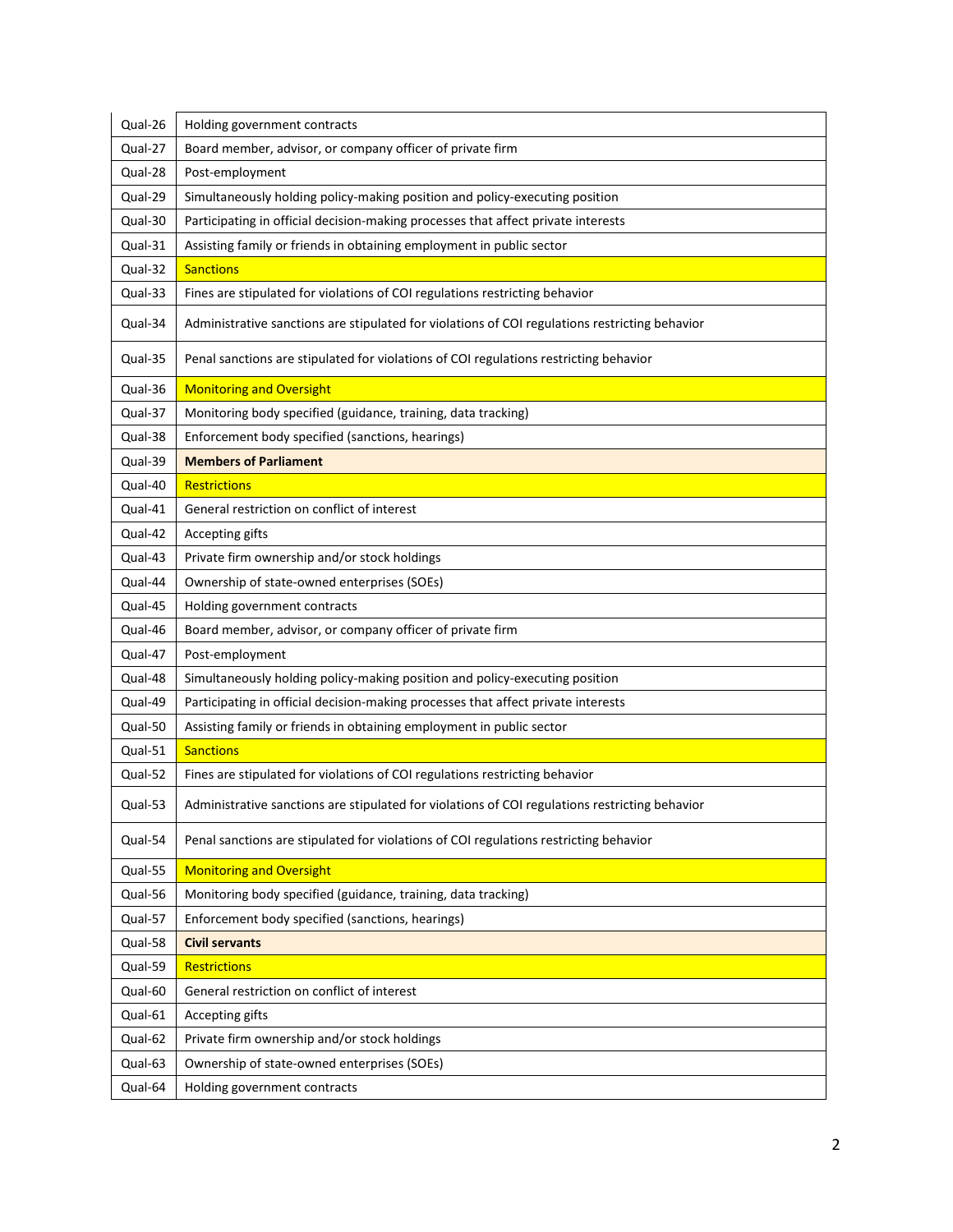| | |
|---|---|
| Qual-26 | Holding government contracts |
| Qual-27 | Board member, advisor, or company officer of private firm |
| Qual-28 | Post-employment |
| Qual-29 | Simultaneously holding policy-making position and policy-executing position |
| Qual-30 | Participating in official decision-making processes that affect private interests |
| Qual-31 | Assisting family or friends in obtaining employment in public sector |
| Qual-32 | Sanctions |
| Qual-33 | Fines are stipulated for violations of COI regulations restricting behavior |
| Qual-34 | Administrative sanctions are stipulated for violations of COI regulations restricting behavior |
| Qual-35 | Penal sanctions are stipulated for violations of COI regulations restricting behavior |
| Qual-36 | Monitoring and Oversight |
| Qual-37 | Monitoring body specified (guidance, training, data tracking) |
| Qual-38 | Enforcement body specified (sanctions, hearings) |
| Qual-39 | **Members of Parliament** |
| Qual-40 | Restrictions |
| Qual-41 | General restriction on conflict of interest |
| Qual-42 | Accepting gifts |
| Qual-43 | Private firm ownership and/or stock holdings |
| Qual-44 | Ownership of state-owned enterprises (SOEs) |
| Qual-45 | Holding government contracts |
| Qual-46 | Board member, advisor, or company officer of private firm |
| Qual-47 | Post-employment |
| Qual-48 | Simultaneously holding policy-making position and policy-executing position |
| Qual-49 | Participating in official decision-making processes that affect private interests |
| Qual-50 | Assisting family or friends in obtaining employment in public sector |
| Qual-51 | Sanctions |
| Qual-52 | Fines are stipulated for violations of COI regulations restricting behavior |
| Qual-53 | Administrative sanctions are stipulated for violations of COI regulations restricting behavior |
| Qual-54 | Penal sanctions are stipulated for violations of COI regulations restricting behavior |
| Qual-55 | Monitoring and Oversight |
| Qual-56 | Monitoring body specified (guidance, training, data tracking) |
| Qual-57 | Enforcement body specified (sanctions, hearings) |
| Qual-58 | **Civil servants** |
| Qual-59 | Restrictions |
| Qual-60 | General restriction on conflict of interest |
| Qual-61 | Accepting gifts |
| Qual-62 | Private firm ownership and/or stock holdings |
| Qual-63 | Ownership of state-owned enterprises (SOEs) |
| Qual-64 | Holding government contracts |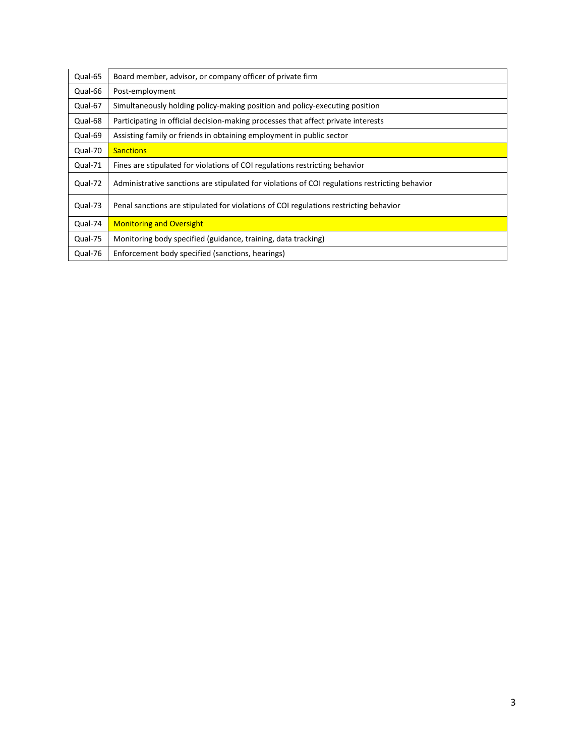| | |
|---|---|
| Qual-65 | Board member, advisor, or company officer of private firm |
| Qual-66 | Post-employment |
| Qual-67 | Simultaneously holding policy-making position and policy-executing position |
| Qual-68 | Participating in official decision-making processes that affect private interests |
| Qual-69 | Assisting family or friends in obtaining employment in public sector |
| Qual-70 | Sanctions |
| Qual-71 | Fines are stipulated for violations of COI regulations restricting behavior |
| Qual-72 | Administrative sanctions are stipulated for violations of COI regulations restricting behavior |
| Qual-73 | Penal sanctions are stipulated for violations of COI regulations restricting behavior |
| Qual-74 | Monitoring and Oversight |
| Qual-75 | Monitoring body specified (guidance, training, data tracking) |
| Qual-76 | Enforcement body specified (sanctions, hearings) |